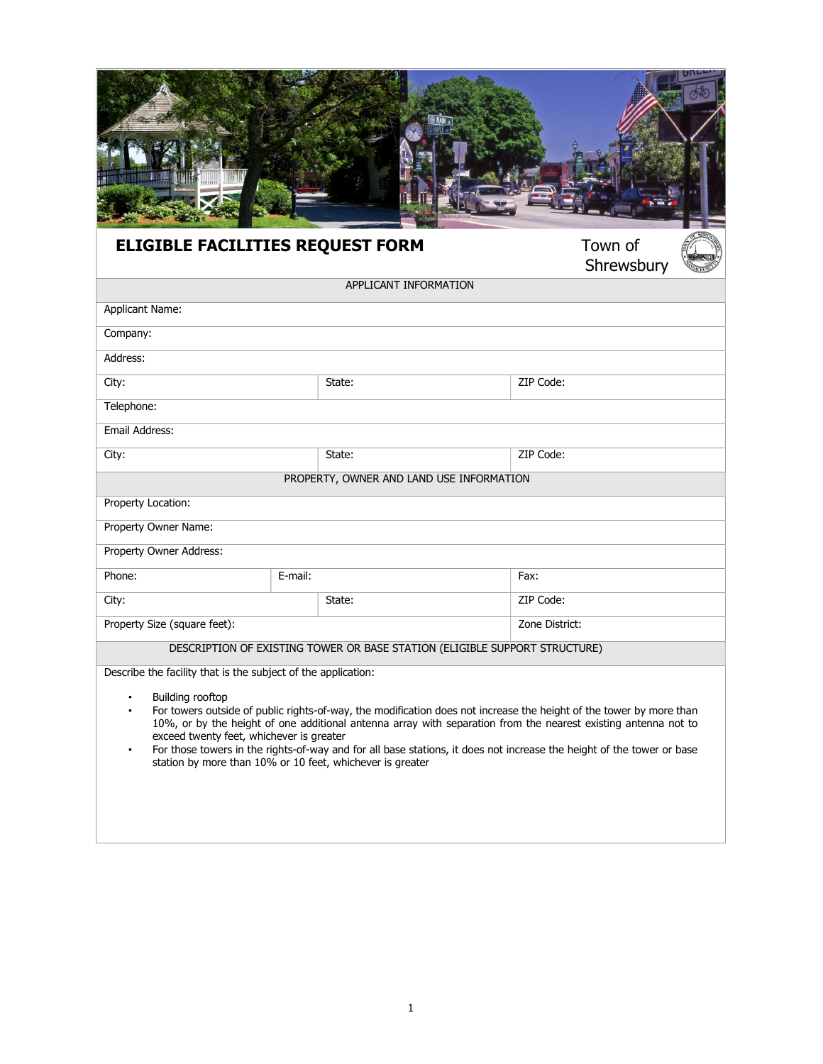# ELIGIBLE FACILITIES REQUEST FORM

Town of Shrewsbury

| APPLICANT INFORMATION | | |
|---|---|---|
| Applicant Name: | | |
| Company: | | |
| Address: | | |
| City: | State: | ZIP Code: |
| Telephone: | | |
| Email Address: | | |
| City: | State: | ZIP Code: |

| PROPERTY, OWNER AND LAND USE INFORMATION | | |
|---|---|---|
| Property Location: | | |
| Property Owner Name: | | |
| Property Owner Address: | | |
| Phone: | E-mail: | Fax: |
| City: | State: | ZIP Code: |
| Property Size (square feet): | | Zone District: |

**DESCRIPTION OF EXISTING TOWER OR BASE STATION (ELIGIBLE SUPPORT STRUCTURE)**

Describe the facility that is the subject of the application:

- Building rooftop
- For towers outside of public rights-of-way, the modification does not increase the height of the tower by more than 10%, or by the height of one additional antenna array with separation from the nearest existing antenna not to exceed twenty feet, whichever is greater
- For those towers in the rights-of-way and for all base stations, it does not increase the height of the tower or base station by more than 10% or 10 feet, whichever is greater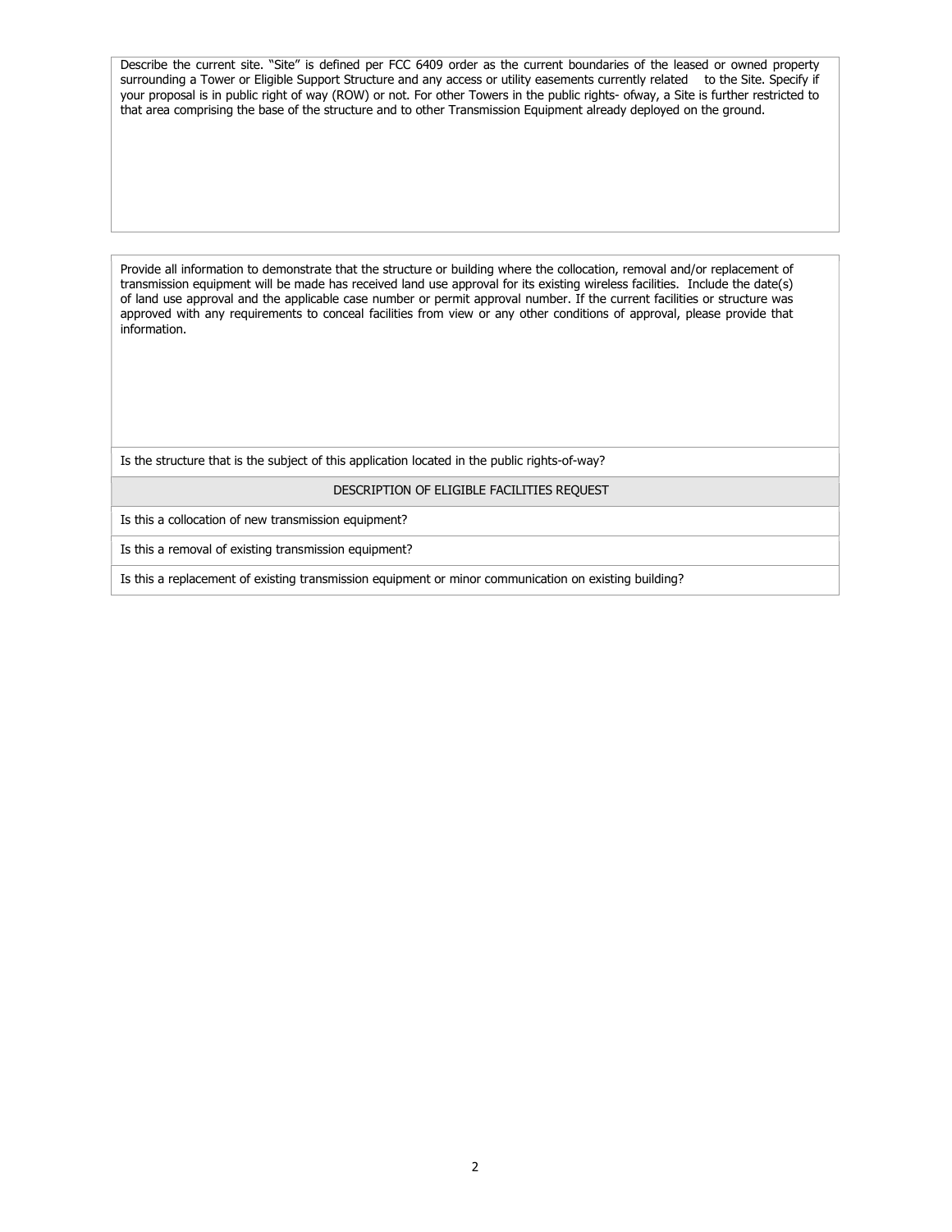Describe the current site. "Site" is defined per FCC 6409 order as the current boundaries of the leased or owned property surrounding a Tower or Eligible Support Structure and any access or utility easements currently related to the Site. Specify if your proposal is in public right of way (ROW) or not. For other Towers in the public rights- ofway, a Site is further restricted to that area comprising the base of the structure and to other Transmission Equipment already deployed on the ground.

Provide all information to demonstrate that the structure or building where the collocation, removal and/or replacement of transmission equipment will be made has received land use approval for its existing wireless facilities. Include the date(s) of land use approval and the applicable case number or permit approval number. If the current facilities or structure was approved with any requirements to conceal facilities from view or any other conditions of approval, please provide that information.

Is the structure that is the subject of this application located in the public rights-of-way?

## DESCRIPTION OF ELIGIBLE FACILITIES REQUEST

Is this a collocation of new transmission equipment?

Is this a removal of existing transmission equipment?

Is this a replacement of existing transmission equipment or minor communication on existing building?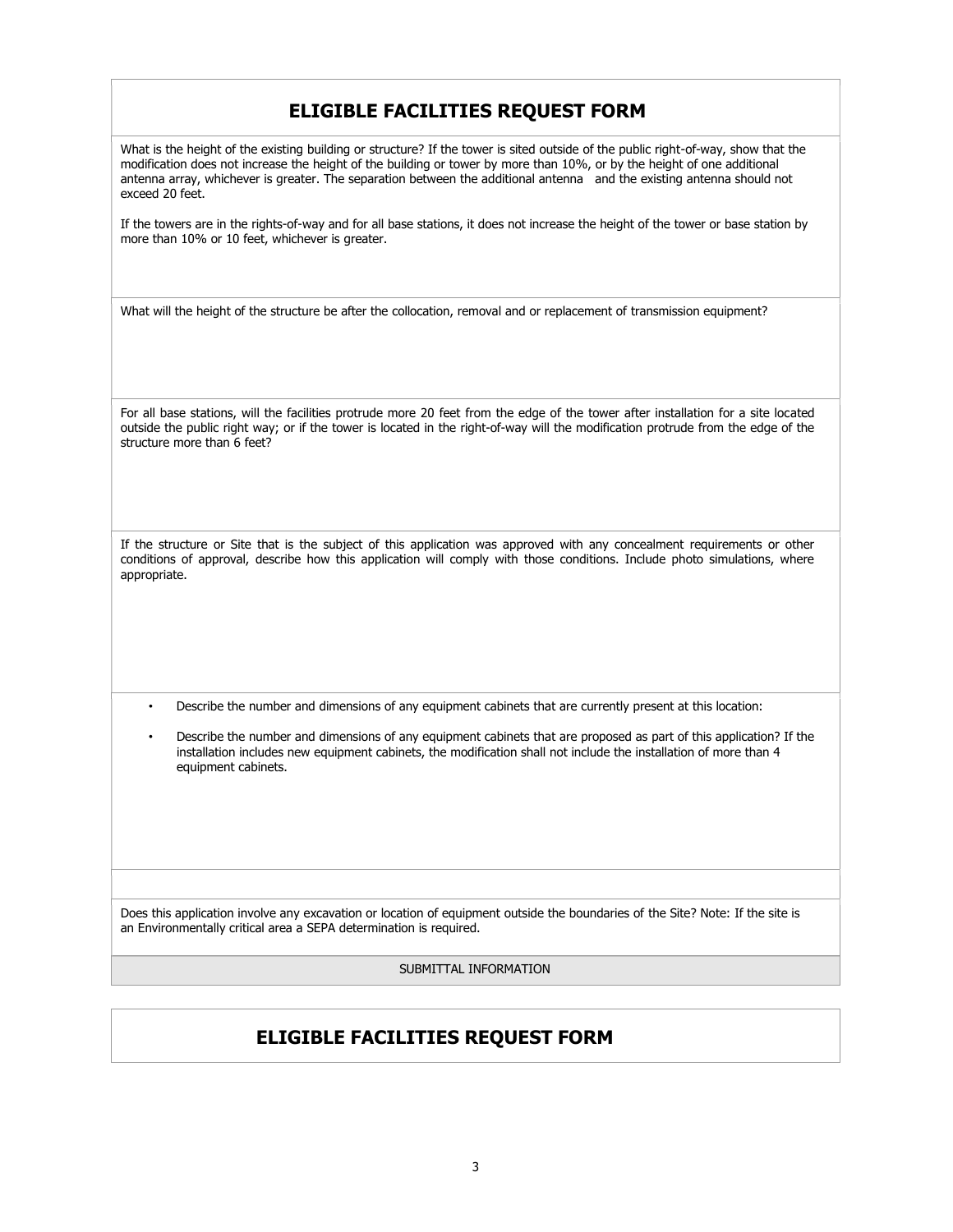## ELIGIBLE FACILITIES REQUEST FORM

What is the height of the existing building or structure? If the tower is sited outside of the public right-of-way, show that the modification does not increase the height of the building or tower by more than 10%, or by the height of one additional antenna array, whichever is greater. The separation between the additional antenna and the existing antenna should not exceed 20 feet.

If the towers are in the rights-of-way and for all base stations, it does not increase the height of the tower or base station by more than 10% or 10 feet, whichever is greater.

What will the height of the structure be after the collocation, removal and or replacement of transmission equipment?

For all base stations, will the facilities protrude more 20 feet from the edge of the tower after installation for a site located outside the public right way; or if the tower is located in the right-of-way will the modification protrude from the edge of the structure more than 6 feet?

If the structure or Site that is the subject of this application was approved with any concealment requirements or other conditions of approval, describe how this application will comply with those conditions. Include photo simulations, where appropriate.

- Describe the number and dimensions of any equipment cabinets that are currently present at this location:
- Describe the number and dimensions of any equipment cabinets that are proposed as part of this application? If the installation includes new equipment cabinets, the modification shall not include the installation of more than 4 equipment cabinets.

Does this application involve any excavation or location of equipment outside the boundaries of the Site? Note: If the site is an Environmentally critical area a SEPA determination is required.

SUBMITTAL INFORMATION

## ELIGIBLE FACILITIES REQUEST FORM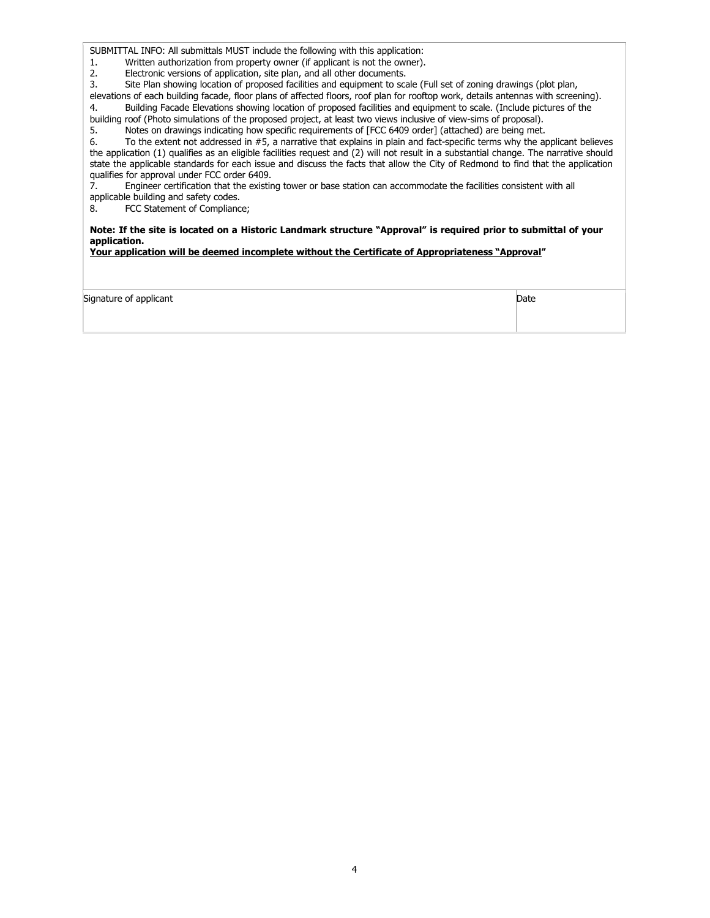SUBMITTAL INFO: All submittals MUST include the following with this application:

1. Written authorization from property owner (if applicant is not the owner).
2. Electronic versions of application, site plan, and all other documents.
3. Site Plan showing location of proposed facilities and equipment to scale (Full set of zoning drawings (plot plan, elevations of each building facade, floor plans of affected floors, roof plan for rooftop work, details antennas with screening).
4. Building Facade Elevations showing location of proposed facilities and equipment to scale. (Include pictures of the building roof (Photo simulations of the proposed project, at least two views inclusive of view-sims of proposal).
5. Notes on drawings indicating how specific requirements of [FCC 6409 order] (attached) are being met.
6. To the extent not addressed in #5, a narrative that explains in plain and fact-specific terms why the applicant believes the application (1) qualifies as an eligible facilities request and (2) will not result in a substantial change. The narrative should state the applicable standards for each issue and discuss the facts that allow the City of Redmond to find that the application qualifies for approval under FCC order 6409.
7. Engineer certification that the existing tower or base station can accommodate the facilities consistent with all applicable building and safety codes.
8. FCC Statement of Compliance;

**Note: If the site is located on a Historic Landmark structure "Approval" is required prior to submittal of your application.**
**<u>Your application will be deemed incomplete without the Certificate of Appropriateness "Approval</u>"**

| Signature of applicant | Date |
|---|---|
| | |